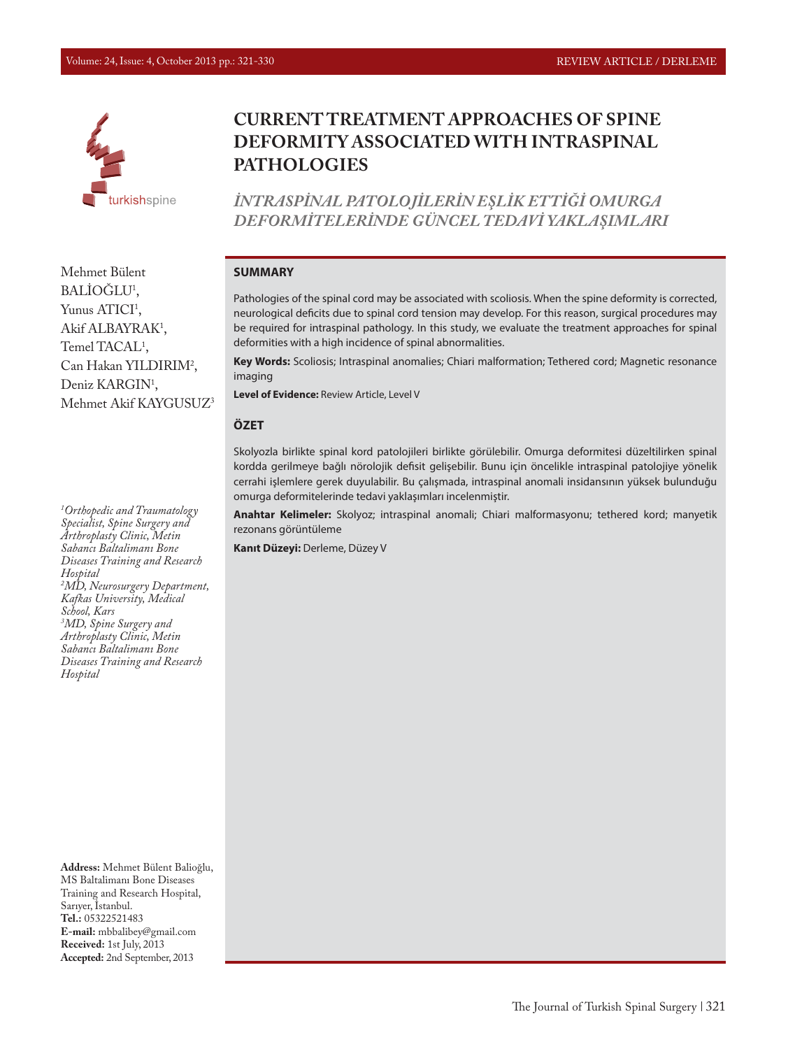# CURRENT TREATMENT APPROACHES OF SPINE DEFORMITY ASSOCIATED WITH INTRASPINAL PATHOLOGIES

## *İNTRASPİNAL PATOLOJİLERİN EŞLİK ETTİĞİ OMURGA DEFORMİTELERİNDE GÜNCEL TEDAVİ YAKLAŞIMLARI*

Mehmet Bülent BALİOĞLU[1],
Yunus ATICI[1],
Akif ALBAYRAK[1],
Temel TACAL[1],
Can Hakan YILDIRIM[2],
Deniz KARGIN[1],
Mehmet Akif KAYGUSUZ[3]

*[1]Orthopedic and Traumatology Specialist, Spine Surgery and Arthroplasty Clinic, Metin Sabancı Baltalimanı Bone Diseases Training and Research Hospital*
*[2]MD, Neurosurgery Department, Kafkas University, Medical School, Kars*
*[3]MD, Spine Surgery and Arthroplasty Clinic, Metin Sabancı Baltalimanı Bone Diseases Training and Research Hospital*

**Address:** Mehmet Bülent Balioğlu, MS Baltalimanı Bone Diseases Training and Research Hospital, Sarıyer, İstanbul.
**Tel.:** 05322521483
**E-mail:** mbbalibey@gmail.com
**Received:** 1st July, 2013
**Accepted:** 2nd September, 2013

### SUMMARY

Pathologies of the spinal cord may be associated with scoliosis. When the spine deformity is corrected, neurological deficits due to spinal cord tension may develop. For this reason, surgical procedures may be required for intraspinal pathology. In this study, we evaluate the treatment approaches for spinal deformities with a high incidence of spinal abnormalities.

**Key Words:** Scoliosis; Intraspinal anomalies; Chiari malformation; Tethered cord; Magnetic resonance imaging

**Level of Evidence:** Review Article, Level V

### ÖZET

Skolyozla birlikte spinal kord patolojileri birlikte görülebilir. Omurga deformitesi düzeltilirken spinal kordda gerilmeye bağlı nörolojik defisit gelişebilir. Bunu için öncelikle intraspinal patolojiye yönelik cerrahi işlemlere gerek duyulabilir. Bu çalışmada, intraspinal anomali insidansının yüksek bulunduğu omurga deformitelerinde tedavi yaklaşımları incelenmiştir.

**Anahtar Kelimeler:** Skolyoz; intraspinal anomali; Chiari malformasyonu; tethered kord; manyetik rezonans görüntüleme

**Kanıt Düzeyi:** Derleme, Düzey V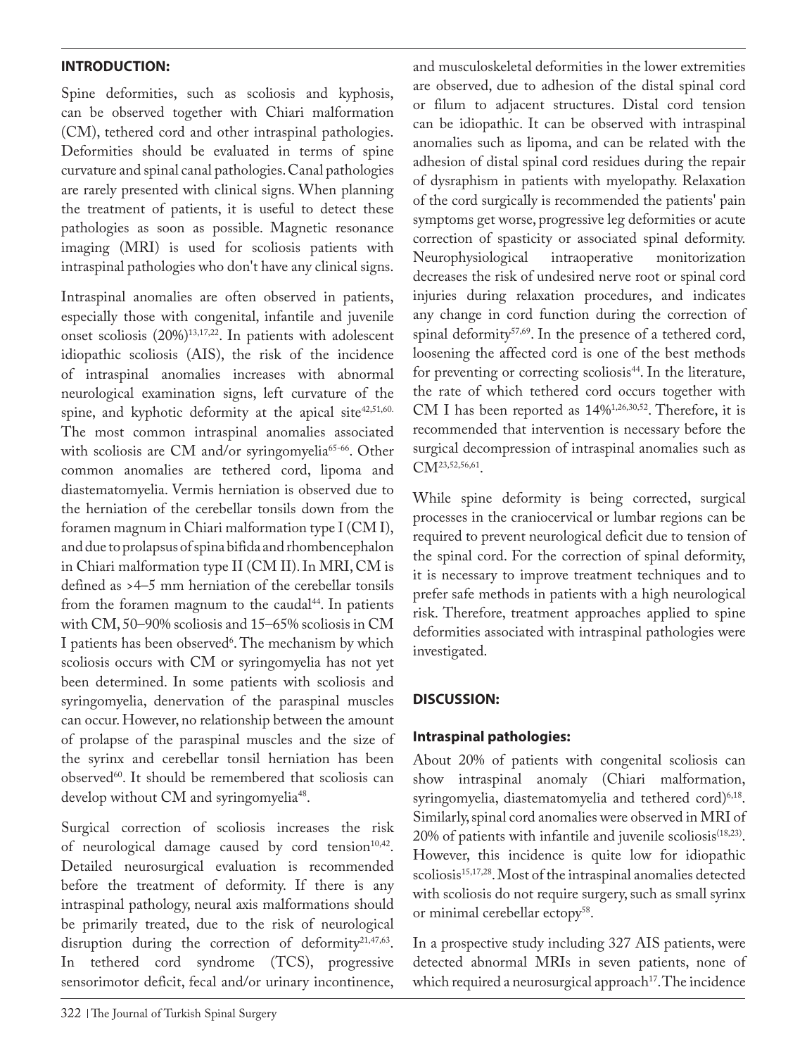## INTRODUCTION:

Spine deformities, such as scoliosis and kyphosis, can be observed together with Chiari malformation (CM), tethered cord and other intraspinal pathologies. Deformities should be evaluated in terms of spine curvature and spinal canal pathologies. Canal pathologies are rarely presented with clinical signs. When planning the treatment of patients, it is useful to detect these pathologies as soon as possible. Magnetic resonance imaging (MRI) is used for scoliosis patients with intraspinal pathologies who don't have any clinical signs.

Intraspinal anomalies are often observed in patients, especially those with congenital, infantile and juvenile onset scoliosis (20%)[13,17,22]. In patients with adolescent idiopathic scoliosis (AIS), the risk of the incidence of intraspinal anomalies increases with abnormal neurological examination signs, left curvature of the spine, and kyphotic deformity at the apical site[42,51,60.] The most common intraspinal anomalies associated with scoliosis are CM and/or syringomyelia[65-66]. Other common anomalies are tethered cord, lipoma and diastematomyelia. Vermis herniation is observed due to the herniation of the cerebellar tonsils down from the foramen magnum in Chiari malformation type I (CM I), and due to prolapsus of spina bifida and rhombencephalon in Chiari malformation type II (CM II). In MRI, CM is defined as >4–5 mm herniation of the cerebellar tonsils from the foramen magnum to the caudal[44]. In patients with CM, 50–90% scoliosis and 15–65% scoliosis in CM I patients has been observed[6]. The mechanism by which scoliosis occurs with CM or syringomyelia has not yet been determined. In some patients with scoliosis and syringomyelia, denervation of the paraspinal muscles can occur. However, no relationship between the amount of prolapse of the paraspinal muscles and the size of the syrinx and cerebellar tonsil herniation has been observed[60]. It should be remembered that scoliosis can develop without CM and syringomyelia[48].

Surgical correction of scoliosis increases the risk of neurological damage caused by cord tension[10,42]. Detailed neurosurgical evaluation is recommended before the treatment of deformity. If there is any intraspinal pathology, neural axis malformations should be primarily treated, due to the risk of neurological disruption during the correction of deformity[21,47,63]. In tethered cord syndrome (TCS), progressive sensorimotor deficit, fecal and/or urinary incontinence, and musculoskeletal deformities in the lower extremities are observed, due to adhesion of the distal spinal cord or filum to adjacent structures. Distal cord tension can be idiopathic. It can be observed with intraspinal anomalies such as lipoma, and can be related with the adhesion of distal spinal cord residues during the repair of dysraphism in patients with myelopathy. Relaxation of the cord surgically is recommended the patients' pain symptoms get worse, progressive leg deformities or acute correction of spasticity or associated spinal deformity. Neurophysiological intraoperative monitorization decreases the risk of undesired nerve root or spinal cord injuries during relaxation procedures, and indicates any change in cord function during the correction of spinal deformity[57,69]. In the presence of a tethered cord, loosening the affected cord is one of the best methods for preventing or correcting scoliosis[44]. In the literature, the rate of which tethered cord occurs together with CM I has been reported as 14%[1,26,30,52]. Therefore, it is recommended that intervention is necessary before the surgical decompression of intraspinal anomalies such as CM[23,52,56,61].

While spine deformity is being corrected, surgical processes in the craniocervical or lumbar regions can be required to prevent neurological deficit due to tension of the spinal cord. For the correction of spinal deformity, it is necessary to improve treatment techniques and to prefer safe methods in patients with a high neurological risk. Therefore, treatment approaches applied to spine deformities associated with intraspinal pathologies were investigated.

## DISCUSSION:

### Intraspinal pathologies:

About 20% of patients with congenital scoliosis can show intraspinal anomaly (Chiari malformation, syringomyelia, diastematomyelia and tethered cord)[6,18]. Similarly, spinal cord anomalies were observed in MRI of 20% of patients with infantile and juvenile scoliosis[18,23]. However, this incidence is quite low for idiopathic scoliosis[15,17,28]. Most of the intraspinal anomalies detected with scoliosis do not require surgery, such as small syrinx or minimal cerebellar ectopy[58].

In a prospective study including 327 AIS patients, were detected abnormal MRIs in seven patients, none of which required a neurosurgical approach[17]. The incidence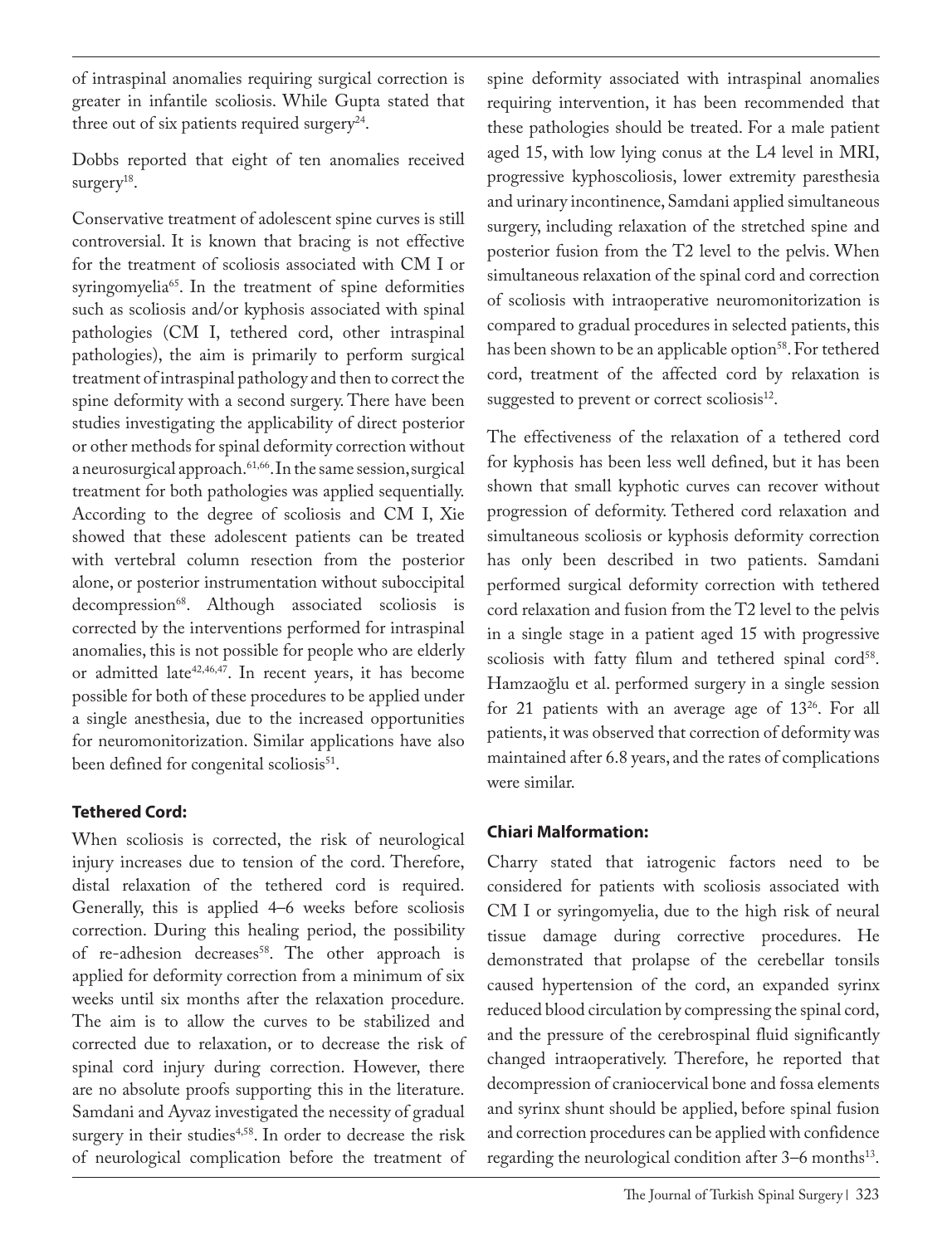of intraspinal anomalies requiring surgical correction is greater in infantile scoliosis. While Gupta stated that three out of six patients required surgery[24].

Dobbs reported that eight of ten anomalies received surgery[18].

Conservative treatment of adolescent spine curves is still controversial. It is known that bracing is not effective for the treatment of scoliosis associated with CM I or syringomyelia[65]. In the treatment of spine deformities such as scoliosis and/or kyphosis associated with spinal pathologies (CM I, tethered cord, other intraspinal pathologies), the aim is primarily to perform surgical treatment of intraspinal pathology and then to correct the spine deformity with a second surgery. There have been studies investigating the applicability of direct posterior or other methods for spinal deformity correction without a neurosurgical approach.[61,66]. In the same session, surgical treatment for both pathologies was applied sequentially. According to the degree of scoliosis and CM I, Xie showed that these adolescent patients can be treated with vertebral column resection from the posterior alone, or posterior instrumentation without suboccipital decompression[68]. Although associated scoliosis is corrected by the interventions performed for intraspinal anomalies, this is not possible for people who are elderly or admitted late[42,46,47]. In recent years, it has become possible for both of these procedures to be applied under a single anesthesia, due to the increased opportunities for neuromonitorization. Similar applications have also been defined for congenital scoliosis[51].

## Tethered Cord:

When scoliosis is corrected, the risk of neurological injury increases due to tension of the cord. Therefore, distal relaxation of the tethered cord is required. Generally, this is applied 4–6 weeks before scoliosis correction. During this healing period, the possibility of re-adhesion decreases[58]. The other approach is applied for deformity correction from a minimum of six weeks until six months after the relaxation procedure. The aim is to allow the curves to be stabilized and corrected due to relaxation, or to decrease the risk of spinal cord injury during correction. However, there are no absolute proofs supporting this in the literature. Samdani and Ayvaz investigated the necessity of gradual surgery in their studies[4,58]. In order to decrease the risk of neurological complication before the treatment of spine deformity associated with intraspinal anomalies requiring intervention, it has been recommended that these pathologies should be treated. For a male patient aged 15, with low lying conus at the L4 level in MRI, progressive kyphoscoliosis, lower extremity paresthesia and urinary incontinence, Samdani applied simultaneous surgery, including relaxation of the stretched spine and posterior fusion from the T2 level to the pelvis. When simultaneous relaxation of the spinal cord and correction of scoliosis with intraoperative neuromonitorization is compared to gradual procedures in selected patients, this has been shown to be an applicable option[58]. For tethered cord, treatment of the affected cord by relaxation is suggested to prevent or correct scoliosis[12].

The effectiveness of the relaxation of a tethered cord for kyphosis has been less well defined, but it has been shown that small kyphotic curves can recover without progression of deformity. Tethered cord relaxation and simultaneous scoliosis or kyphosis deformity correction has only been described in two patients. Samdani performed surgical deformity correction with tethered cord relaxation and fusion from the T2 level to the pelvis in a single stage in a patient aged 15 with progressive scoliosis with fatty filum and tethered spinal cord[58]. Hamzaoğlu et al. performed surgery in a single session for 21 patients with an average age of 13[26]. For all patients, it was observed that correction of deformity was maintained after 6.8 years, and the rates of complications were similar.

## Chiari Malformation:

Charry stated that iatrogenic factors need to be considered for patients with scoliosis associated with CM I or syringomyelia, due to the high risk of neural tissue damage during corrective procedures. He demonstrated that prolapse of the cerebellar tonsils caused hypertension of the cord, an expanded syrinx reduced blood circulation by compressing the spinal cord, and the pressure of the cerebrospinal fluid significantly changed intraoperatively. Therefore, he reported that decompression of craniocervical bone and fossa elements and syrinx shunt should be applied, before spinal fusion and correction procedures can be applied with confidence regarding the neurological condition after 3–6 months[13].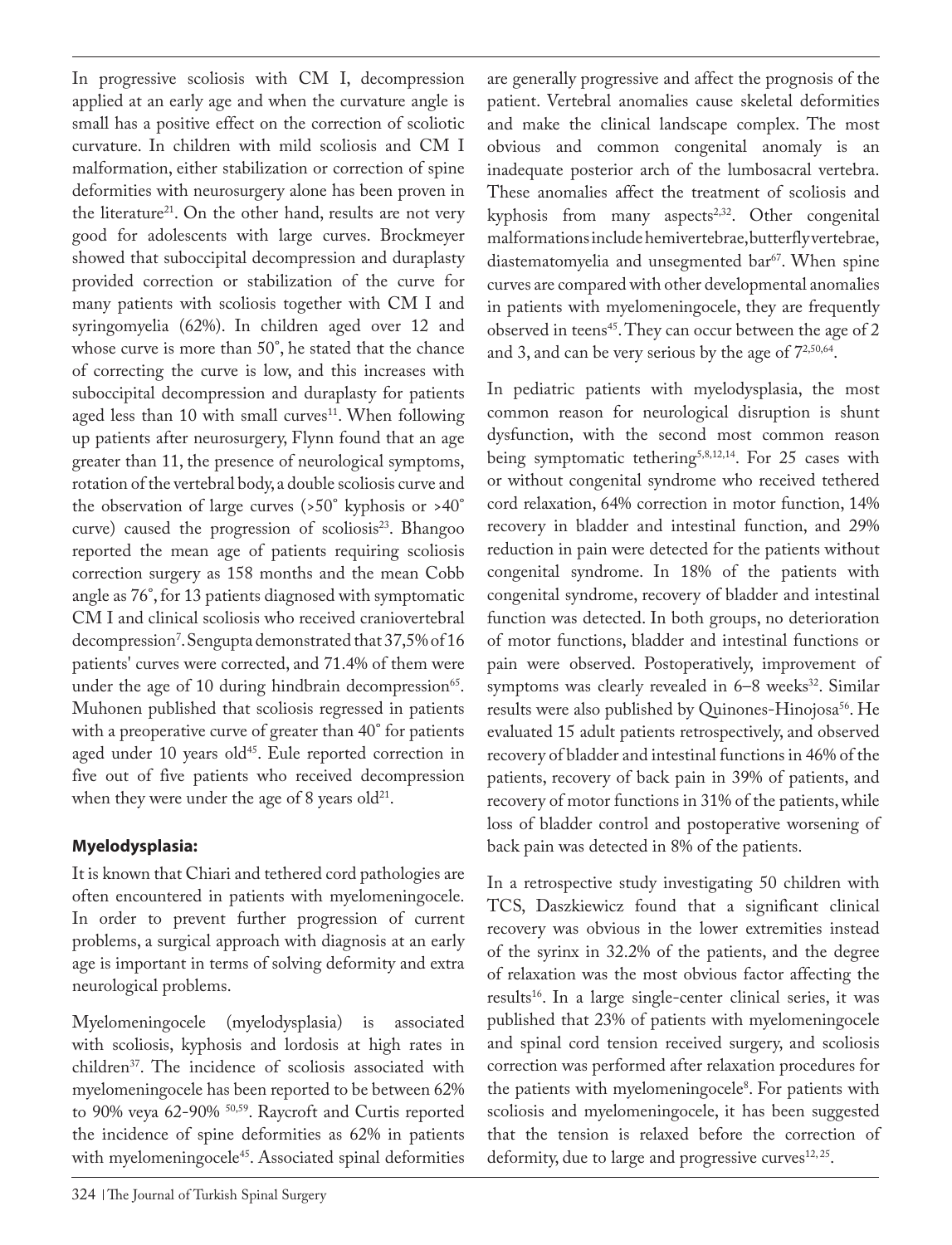In progressive scoliosis with CM I, decompression applied at an early age and when the curvature angle is small has a positive effect on the correction of scoliotic curvature. In children with mild scoliosis and CM I malformation, either stabilization or correction of spine deformities with neurosurgery alone has been proven in the literature[21]. On the other hand, results are not very good for adolescents with large curves. Brockmeyer showed that suboccipital decompression and duraplasty provided correction or stabilization of the curve for many patients with scoliosis together with CM I and syringomyelia (62%). In children aged over 12 and whose curve is more than 50˚, he stated that the chance of correcting the curve is low, and this increases with suboccipital decompression and duraplasty for patients aged less than 10 with small curves[11]. When following up patients after neurosurgery, Flynn found that an age greater than 11, the presence of neurological symptoms, rotation of the vertebral body, a double scoliosis curve and the observation of large curves (>50˚ kyphosis or >40˚ curve) caused the progression of scoliosis[23]. Bhangoo reported the mean age of patients requiring scoliosis correction surgery as 158 months and the mean Cobb angle as 76˚, for 13 patients diagnosed with symptomatic CM I and clinical scoliosis who received craniovertebral decompression[7]. Sengupta demonstrated that 37,5% of 16 patients' curves were corrected, and 71.4% of them were under the age of 10 during hindbrain decompression[65]. Muhonen published that scoliosis regressed in patients with a preoperative curve of greater than 40˚ for patients aged under 10 years old[45]. Eule reported correction in five out of five patients who received decompression when they were under the age of 8 years old[21].

## Myelodysplasia:

It is known that Chiari and tethered cord pathologies are often encountered in patients with myelomeningocele. In order to prevent further progression of current problems, a surgical approach with diagnosis at an early age is important in terms of solving deformity and extra neurological problems.

Myelomeningocele (myelodysplasia) is associated with scoliosis, kyphosis and lordosis at high rates in children[37]. The incidence of scoliosis associated with myelomeningocele has been reported to be between 62% to 90% veya 62-90% [50,59]. Raycroft and Curtis reported the incidence of spine deformities as 62% in patients with myelomeningocele[45]. Associated spinal deformities are generally progressive and affect the prognosis of the patient. Vertebral anomalies cause skeletal deformities and make the clinical landscape complex. The most obvious and common congenital anomaly is an inadequate posterior arch of the lumbosacral vertebra. These anomalies affect the treatment of scoliosis and kyphosis from many aspects[2,32]. Other congenital malformations include hemivertebrae, butterfly vertebrae, diastematomyelia and unsegmented bar[67]. When spine curves are compared with other developmental anomalies in patients with myelomeningocele, they are frequently observed in teens[45]. They can occur between the age of 2 and 3, and can be very serious by the age of 7[2,50,64].

In pediatric patients with myelodysplasia, the most common reason for neurological disruption is shunt dysfunction, with the second most common reason being symptomatic tethering[5,8,12,14]. For 25 cases with or without congenital syndrome who received tethered cord relaxation, 64% correction in motor function, 14% recovery in bladder and intestinal function, and 29% reduction in pain were detected for the patients without congenital syndrome. In 18% of the patients with congenital syndrome, recovery of bladder and intestinal function was detected. In both groups, no deterioration of motor functions, bladder and intestinal functions or pain were observed. Postoperatively, improvement of symptoms was clearly revealed in 6–8 weeks[32]. Similar results were also published by Quinones-Hinojosa[56]. He evaluated 15 adult patients retrospectively, and observed recovery of bladder and intestinal functions in 46% of the patients, recovery of back pain in 39% of patients, and recovery of motor functions in 31% of the patients, while loss of bladder control and postoperative worsening of back pain was detected in 8% of the patients.

In a retrospective study investigating 50 children with TCS, Daszkiewicz found that a significant clinical recovery was obvious in the lower extremities instead of the syrinx in 32.2% of the patients, and the degree of relaxation was the most obvious factor affecting the results[16]. In a large single-center clinical series, it was published that 23% of patients with myelomeningocele and spinal cord tension received surgery, and scoliosis correction was performed after relaxation procedures for the patients with myelomeningocele[8]. For patients with scoliosis and myelomeningocele, it has been suggested that the tension is relaxed before the correction of deformity, due to large and progressive curves[12, 25].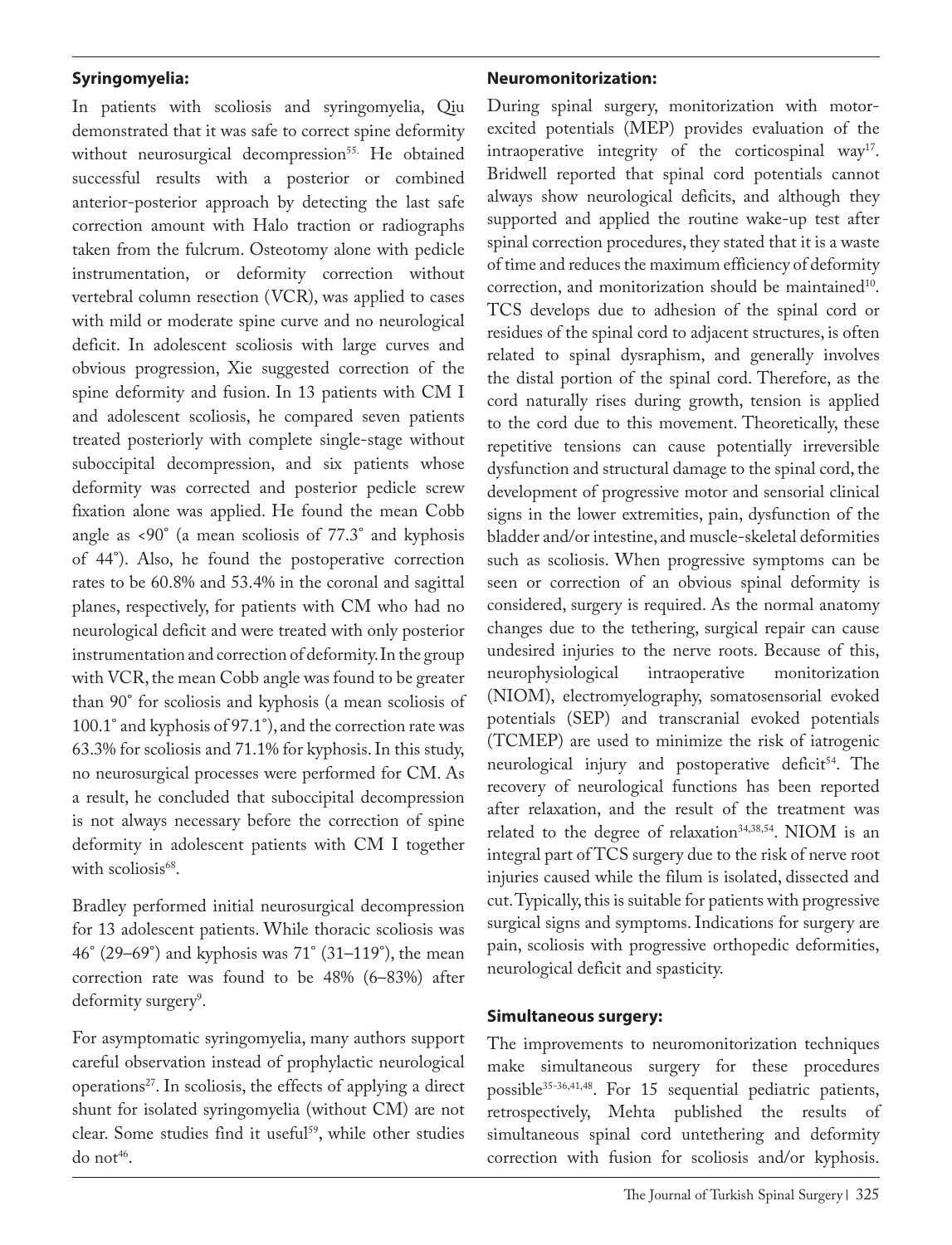### Syringomyelia:

In patients with scoliosis and syringomyelia, Qiu demonstrated that it was safe to correct spine deformity without neurosurgical decompression[55]. He obtained successful results with a posterior or combined anterior-posterior approach by detecting the last safe correction amount with Halo traction or radiographs taken from the fulcrum. Osteotomy alone with pedicle instrumentation, or deformity correction without vertebral column resection (VCR), was applied to cases with mild or moderate spine curve and no neurological deficit. In adolescent scoliosis with large curves and obvious progression, Xie suggested correction of the spine deformity and fusion. In 13 patients with CM I and adolescent scoliosis, he compared seven patients treated posteriorly with complete single-stage without suboccipital decompression, and six patients whose deformity was corrected and posterior pedicle screw fixation alone was applied. He found the mean Cobb angle as <90° (a mean scoliosis of 77.3° and kyphosis of 44°). Also, he found the postoperative correction rates to be 60.8% and 53.4% in the coronal and sagittal planes, respectively, for patients with CM who had no neurological deficit and were treated with only posterior instrumentation and correction of deformity. In the group with VCR, the mean Cobb angle was found to be greater than 90° for scoliosis and kyphosis (a mean scoliosis of 100.1° and kyphosis of 97.1°), and the correction rate was 63.3% for scoliosis and 71.1% for kyphosis. In this study, no neurosurgical processes were performed for CM. As a result, he concluded that suboccipital decompression is not always necessary before the correction of spine deformity in adolescent patients with CM I together with scoliosis[68].

Bradley performed initial neurosurgical decompression for 13 adolescent patients. While thoracic scoliosis was 46° (29–69°) and kyphosis was 71° (31–119°), the mean correction rate was found to be 48% (6–83%) after deformity surgery[9].

For asymptomatic syringomyelia, many authors support careful observation instead of prophylactic neurological operations[27]. In scoliosis, the effects of applying a direct shunt for isolated syringomyelia (without CM) are not clear. Some studies find it useful[59], while other studies do not[46].

### Neuromonitorization:

During spinal surgery, monitorization with motor-excited potentials (MEP) provides evaluation of the intraoperative integrity of the corticospinal way[17]. Bridwell reported that spinal cord potentials cannot always show neurological deficits, and although they supported and applied the routine wake-up test after spinal correction procedures, they stated that it is a waste of time and reduces the maximum efficiency of deformity correction, and monitorization should be maintained[10]. TCS develops due to adhesion of the spinal cord or residues of the spinal cord to adjacent structures, is often related to spinal dysraphism, and generally involves the distal portion of the spinal cord. Therefore, as the cord naturally rises during growth, tension is applied to the cord due to this movement. Theoretically, these repetitive tensions can cause potentially irreversible dysfunction and structural damage to the spinal cord, the development of progressive motor and sensorial clinical signs in the lower extremities, pain, dysfunction of the bladder and/or intestine, and muscle-skeletal deformities such as scoliosis. When progressive symptoms can be seen or correction of an obvious spinal deformity is considered, surgery is required. As the normal anatomy changes due to the tethering, surgical repair can cause undesired injuries to the nerve roots. Because of this, neurophysiological intraoperative monitorization (NIOM), electromyelography, somatosensorial evoked potentials (SEP) and transcranial evoked potentials (TCMEP) are used to minimize the risk of iatrogenic neurological injury and postoperative deficit[54]. The recovery of neurological functions has been reported after relaxation, and the result of the treatment was related to the degree of relaxation[34,38,54]. NIOM is an integral part of TCS surgery due to the risk of nerve root injuries caused while the filum is isolated, dissected and cut. Typically, this is suitable for patients with progressive surgical signs and symptoms. Indications for surgery are pain, scoliosis with progressive orthopedic deformities, neurological deficit and spasticity.

### Simultaneous surgery:

The improvements to neuromonitorization techniques make simultaneous surgery for these procedures possible[35-36,41,48]. For 15 sequential pediatric patients, retrospectively, Mehta published the results of simultaneous spinal cord untethering and deformity correction with fusion for scoliosis and/or kyphosis.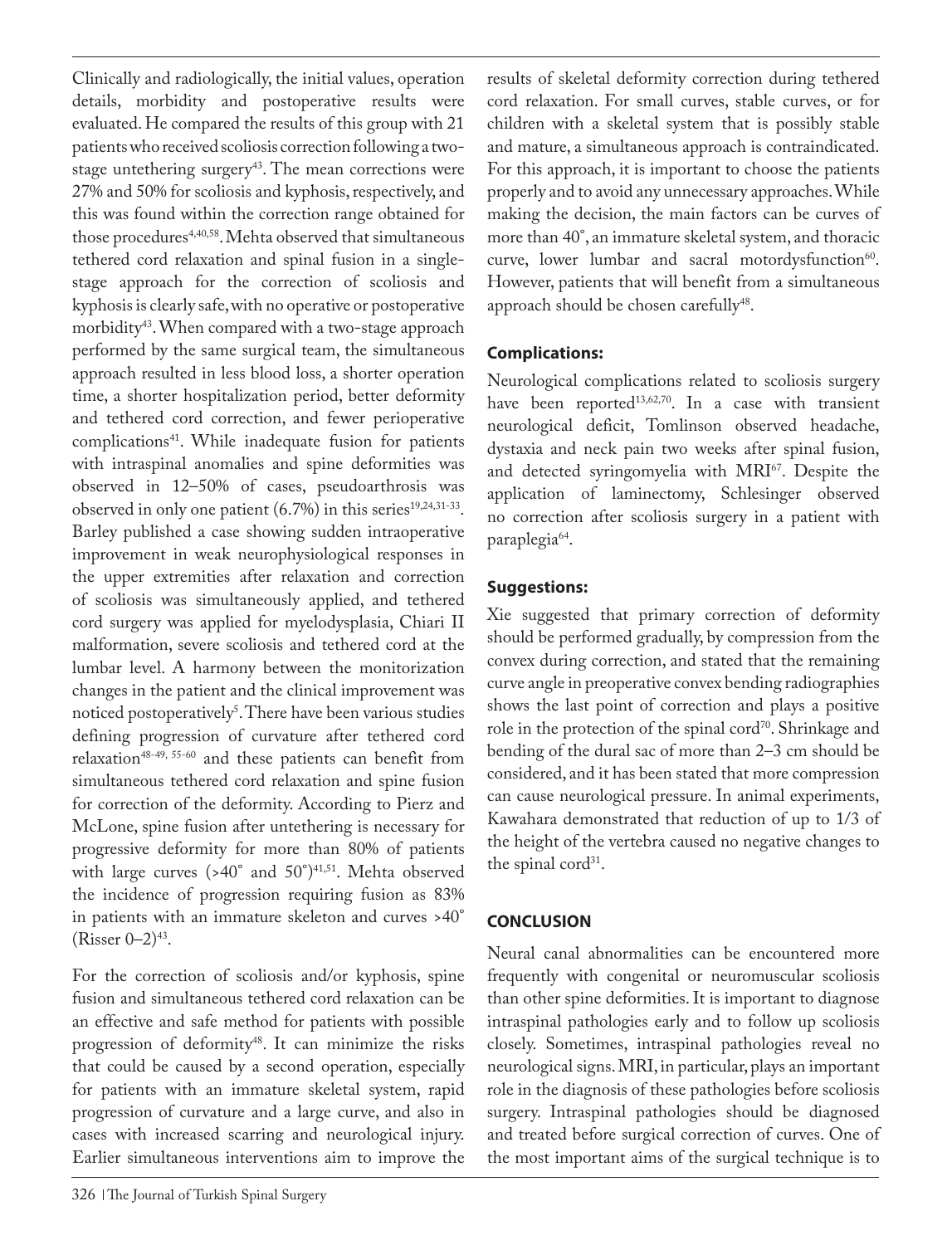Clinically and radiologically, the initial values, operation details, morbidity and postoperative results were evaluated. He compared the results of this group with 21 patients who received scoliosis correction following a two-stage untethering surgery[43]. The mean corrections were 27% and 50% for scoliosis and kyphosis, respectively, and this was found within the correction range obtained for those procedures[4,40,58]. Mehta observed that simultaneous tethered cord relaxation and spinal fusion in a single-stage approach for the correction of scoliosis and kyphosis is clearly safe, with no operative or postoperative morbidity[43]. When compared with a two-stage approach performed by the same surgical team, the simultaneous approach resulted in less blood loss, a shorter operation time, a shorter hospitalization period, better deformity and tethered cord correction, and fewer perioperative complications[41]. While inadequate fusion for patients with intraspinal anomalies and spine deformities was observed in 12–50% of cases, pseudoarthrosis was observed in only one patient (6.7%) in this series[19,24,31-33]. Barley published a case showing sudden intraoperative improvement in weak neurophysiological responses in the upper extremities after relaxation and correction of scoliosis was simultaneously applied, and tethered cord surgery was applied for myelodysplasia, Chiari II malformation, severe scoliosis and tethered cord at the lumbar level. A harmony between the monitorization changes in the patient and the clinical improvement was noticed postoperatively[5]. There have been various studies defining progression of curvature after tethered cord relaxation[48-49, 55-60] and these patients can benefit from simultaneous tethered cord relaxation and spine fusion for correction of the deformity. According to Pierz and McLone, spine fusion after untethering is necessary for progressive deformity for more than 80% of patients with large curves (>40° and 50°)[41,51]. Mehta observed the incidence of progression requiring fusion as 83% in patients with an immature skeleton and curves >40° (Risser 0–2)[43].

For the correction of scoliosis and/or kyphosis, spine fusion and simultaneous tethered cord relaxation can be an effective and safe method for patients with possible progression of deformity[48]. It can minimize the risks that could be caused by a second operation, especially for patients with an immature skeletal system, rapid progression of curvature and a large curve, and also in cases with increased scarring and neurological injury. Earlier simultaneous interventions aim to improve the results of skeletal deformity correction during tethered cord relaxation. For small curves, stable curves, or for children with a skeletal system that is possibly stable and mature, a simultaneous approach is contraindicated. For this approach, it is important to choose the patients properly and to avoid any unnecessary approaches. While making the decision, the main factors can be curves of more than 40°, an immature skeletal system, and thoracic curve, lower lumbar and sacral motordysfunction[60]. However, patients that will benefit from a simultaneous approach should be chosen carefully[48].

### Complications:

Neurological complications related to scoliosis surgery have been reported[13,62,70]. In a case with transient neurological deficit, Tomlinson observed headache, dystaxia and neck pain two weeks after spinal fusion, and detected syringomyelia with MRI[67]. Despite the application of laminectomy, Schlesinger observed no correction after scoliosis surgery in a patient with paraplegia[64].

### Suggestions:

Xie suggested that primary correction of deformity should be performed gradually, by compression from the convex during correction, and stated that the remaining curve angle in preoperative convex bending radiographies shows the last point of correction and plays a positive role in the protection of the spinal cord[70]. Shrinkage and bending of the dural sac of more than 2–3 cm should be considered, and it has been stated that more compression can cause neurological pressure. In animal experiments, Kawahara demonstrated that reduction of up to 1/3 of the height of the vertebra caused no negative changes to the spinal cord[31].

## CONCLUSION

Neural canal abnormalities can be encountered more frequently with congenital or neuromuscular scoliosis than other spine deformities. It is important to diagnose intraspinal pathologies early and to follow up scoliosis closely. Sometimes, intraspinal pathologies reveal no neurological signs. MRI, in particular, plays an important role in the diagnosis of these pathologies before scoliosis surgery. Intraspinal pathologies should be diagnosed and treated before surgical correction of curves. One of the most important aims of the surgical technique is to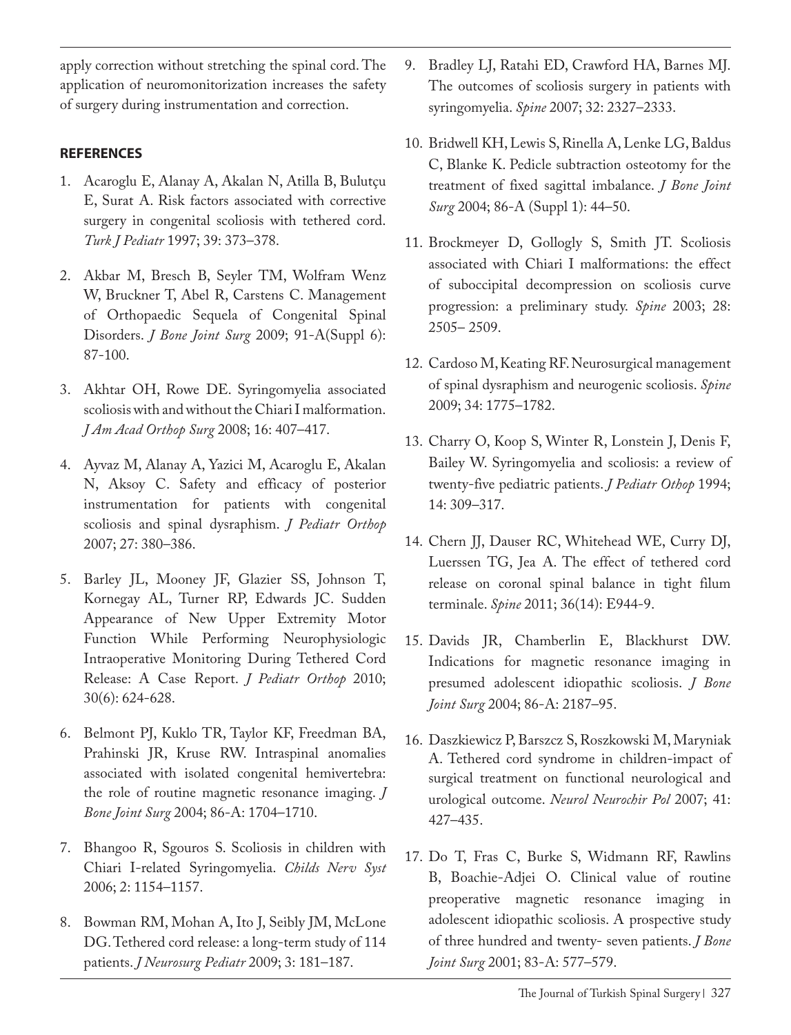apply correction without stretching the spinal cord. The application of neuromonitorization increases the safety of surgery during instrumentation and correction.

## REFERENCES

1. Acaroglu E, Alanay A, Akalan N, Atilla B, Bulutçu E, Surat A. Risk factors associated with corrective surgery in congenital scoliosis with tethered cord. *Turk J Pediatr* 1997; 39: 373–378.

2. Akbar M, Bresch B, Seyler TM, Wolfram Wenz W, Bruckner T, Abel R, Carstens C. Management of Orthopaedic Sequela of Congenital Spinal Disorders. *J Bone Joint Surg* 2009; 91-A(Suppl 6): 87-100.

3. Akhtar OH, Rowe DE. Syringomyelia associated scoliosis with and without the Chiari I malformation. *J Am Acad Orthop Surg* 2008; 16: 407–417.

4. Ayvaz M, Alanay A, Yazici M, Acaroglu E, Akalan N, Aksoy C. Safety and efficacy of posterior instrumentation for patients with congenital scoliosis and spinal dysraphism. *J Pediatr Orthop* 2007; 27: 380–386.

5. Barley JL, Mooney JF, Glazier SS, Johnson T, Kornegay AL, Turner RP, Edwards JC. Sudden Appearance of New Upper Extremity Motor Function While Performing Neurophysiologic Intraoperative Monitoring During Tethered Cord Release: A Case Report. *J Pediatr Orthop* 2010; 30(6): 624-628.

6. Belmont PJ, Kuklo TR, Taylor KF, Freedman BA, Prahinski JR, Kruse RW. Intraspinal anomalies associated with isolated congenital hemivertebra: the role of routine magnetic resonance imaging. *J Bone Joint Surg* 2004; 86-A: 1704–1710.

7. Bhangoo R, Sgouros S. Scoliosis in children with Chiari I-related Syringomyelia. *Childs Nerv Syst* 2006; 2: 1154–1157.

8. Bowman RM, Mohan A, Ito J, Seibly JM, McLone DG. Tethered cord release: a long-term study of 114 patients. *J Neurosurg Pediatr* 2009; 3: 181–187.

9. Bradley LJ, Ratahi ED, Crawford HA, Barnes MJ. The outcomes of scoliosis surgery in patients with syringomyelia. *Spine* 2007; 32: 2327–2333.

10. Bridwell KH, Lewis S, Rinella A, Lenke LG, Baldus C, Blanke K. Pedicle subtraction osteotomy for the treatment of fixed sagittal imbalance. *J Bone Joint Surg* 2004; 86-A (Suppl 1): 44–50.

11. Brockmeyer D, Gollogly S, Smith JT. Scoliosis associated with Chiari I malformations: the effect of suboccipital decompression on scoliosis curve progression: a preliminary study. *Spine* 2003; 28: 2505– 2509.

12. Cardoso M, Keating RF. Neurosurgical management of spinal dysraphism and neurogenic scoliosis. *Spine* 2009; 34: 1775–1782.

13. Charry O, Koop S, Winter R, Lonstein J, Denis F, Bailey W. Syringomyelia and scoliosis: a review of twenty-five pediatric patients. *J Pediatr Othop* 1994; 14: 309–317.

14. Chern JJ, Dauser RC, Whitehead WE, Curry DJ, Luerssen TG, Jea A. The effect of tethered cord release on coronal spinal balance in tight filum terminale. *Spine* 2011; 36(14): E944-9.

15. Davids JR, Chamberlin E, Blackhurst DW. Indications for magnetic resonance imaging in presumed adolescent idiopathic scoliosis. *J Bone Joint Surg* 2004; 86-A: 2187–95.

16. Daszkiewicz P, Barszcz S, Roszkowski M, Maryniak A. Tethered cord syndrome in children-impact of surgical treatment on functional neurological and urological outcome. *Neurol Neurochir Pol* 2007; 41: 427–435.

17. Do T, Fras C, Burke S, Widmann RF, Rawlins B, Boachie-Adjei O. Clinical value of routine preoperative magnetic resonance imaging in adolescent idiopathic scoliosis. A prospective study of three hundred and twenty- seven patients. *J Bone Joint Surg* 2001; 83-A: 577–579.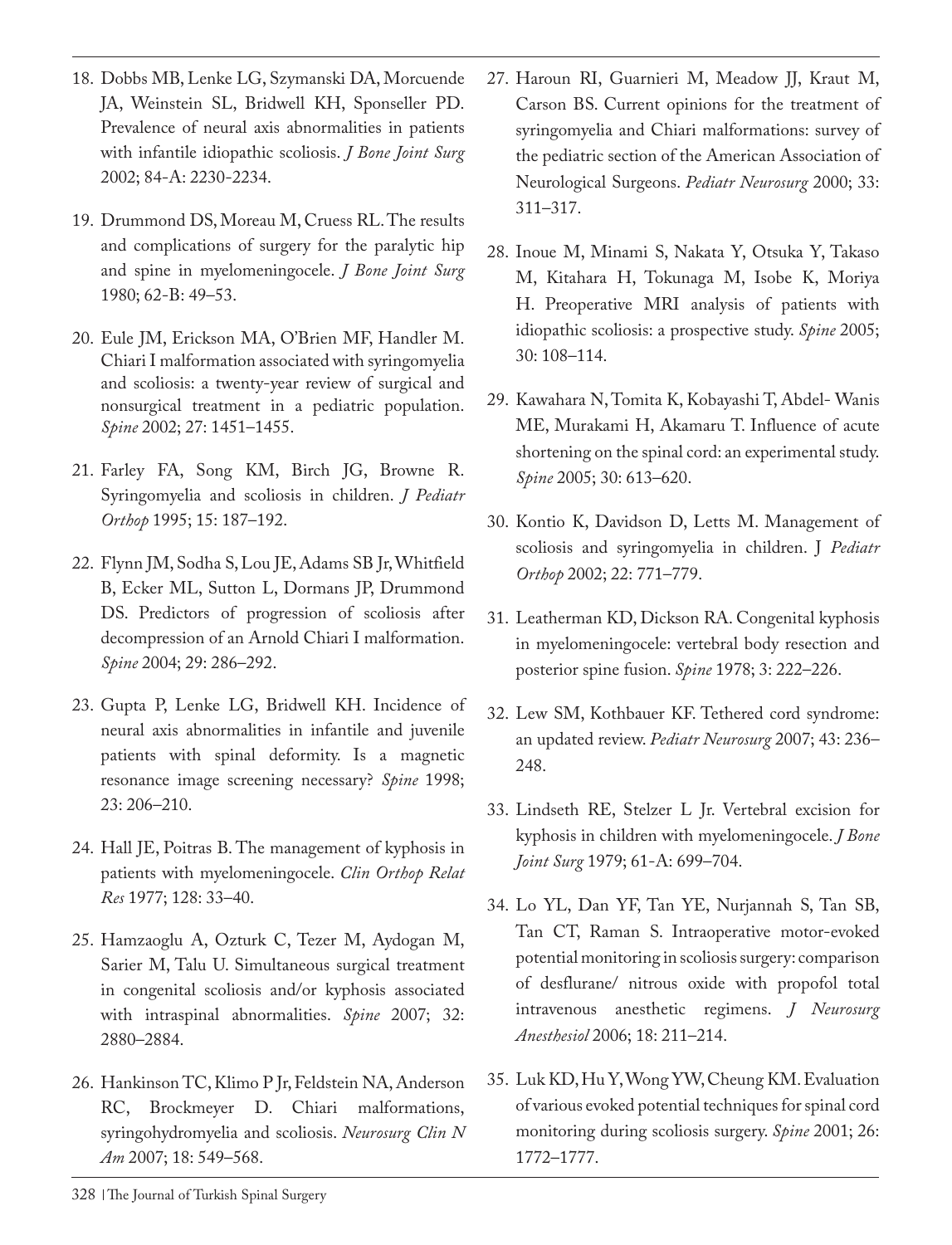18. Dobbs MB, Lenke LG, Szymanski DA, Morcuende JA, Weinstein SL, Bridwell KH, Sponseller PD. Prevalence of neural axis abnormalities in patients with infantile idiopathic scoliosis. *J Bone Joint Surg* 2002; 84-A: 2230-2234.

19. Drummond DS, Moreau M, Cruess RL. The results and complications of surgery for the paralytic hip and spine in myelomeningocele. *J Bone Joint Surg* 1980; 62-B: 49–53.

20. Eule JM, Erickson MA, O'Brien MF, Handler M. Chiari I malformation associated with syringomyelia and scoliosis: a twenty-year review of surgical and nonsurgical treatment in a pediatric population. *Spine* 2002; 27: 1451–1455.

21. Farley FA, Song KM, Birch JG, Browne R. Syringomyelia and scoliosis in children. *J Pediatr Orthop* 1995; 15: 187–192.

22. Flynn JM, Sodha S, Lou JE, Adams SB Jr, Whitfield B, Ecker ML, Sutton L, Dormans JP, Drummond DS. Predictors of progression of scoliosis after decompression of an Arnold Chiari I malformation. *Spine* 2004; 29: 286–292.

23. Gupta P, Lenke LG, Bridwell KH. Incidence of neural axis abnormalities in infantile and juvenile patients with spinal deformity. Is a magnetic resonance image screening necessary? *Spine* 1998; 23: 206–210.

24. Hall JE, Poitras B. The management of kyphosis in patients with myelomeningocele. *Clin Orthop Relat Res* 1977; 128: 33–40.

25. Hamzaoglu A, Ozturk C, Tezer M, Aydogan M, Sarier M, Talu U. Simultaneous surgical treatment in congenital scoliosis and/or kyphosis associated with intraspinal abnormalities. *Spine* 2007; 32: 2880–2884.

26. Hankinson TC, Klimo P Jr, Feldstein NA, Anderson RC, Brockmeyer D. Chiari malformations, syringohydromyelia and scoliosis. *Neurosurg Clin N Am* 2007; 18: 549–568.

27. Haroun RI, Guarnieri M, Meadow JJ, Kraut M, Carson BS. Current opinions for the treatment of syringomyelia and Chiari malformations: survey of the pediatric section of the American Association of Neurological Surgeons. *Pediatr Neurosurg* 2000; 33: 311–317.

28. Inoue M, Minami S, Nakata Y, Otsuka Y, Takaso M, Kitahara H, Tokunaga M, Isobe K, Moriya H. Preoperative MRI analysis of patients with idiopathic scoliosis: a prospective study. *Spine* 2005; 30: 108–114.

29. Kawahara N, Tomita K, Kobayashi T, Abdel- Wanis ME, Murakami H, Akamaru T. Influence of acute shortening on the spinal cord: an experimental study. *Spine* 2005; 30: 613–620.

30. Kontio K, Davidson D, Letts M. Management of scoliosis and syringomyelia in children. J *Pediatr Orthop* 2002; 22: 771–779.

31. Leatherman KD, Dickson RA. Congenital kyphosis in myelomeningocele: vertebral body resection and posterior spine fusion. *Spine* 1978; 3: 222–226.

32. Lew SM, Kothbauer KF. Tethered cord syndrome: an updated review. *Pediatr Neurosurg* 2007; 43: 236–248.

33. Lindseth RE, Stelzer L Jr. Vertebral excision for kyphosis in children with myelomeningocele. *J Bone Joint Surg* 1979; 61-A: 699–704.

34. Lo YL, Dan YF, Tan YE, Nurjannah S, Tan SB, Tan CT, Raman S. Intraoperative motor-evoked potential monitoring in scoliosis surgery: comparison of desflurane/ nitrous oxide with propofol total intravenous anesthetic regimens. *J Neurosurg Anesthesiol* 2006; 18: 211–214.

35. Luk KD, Hu Y, Wong YW, Cheung KM. Evaluation of various evoked potential techniques for spinal cord monitoring during scoliosis surgery. *Spine* 2001; 26: 1772–1777.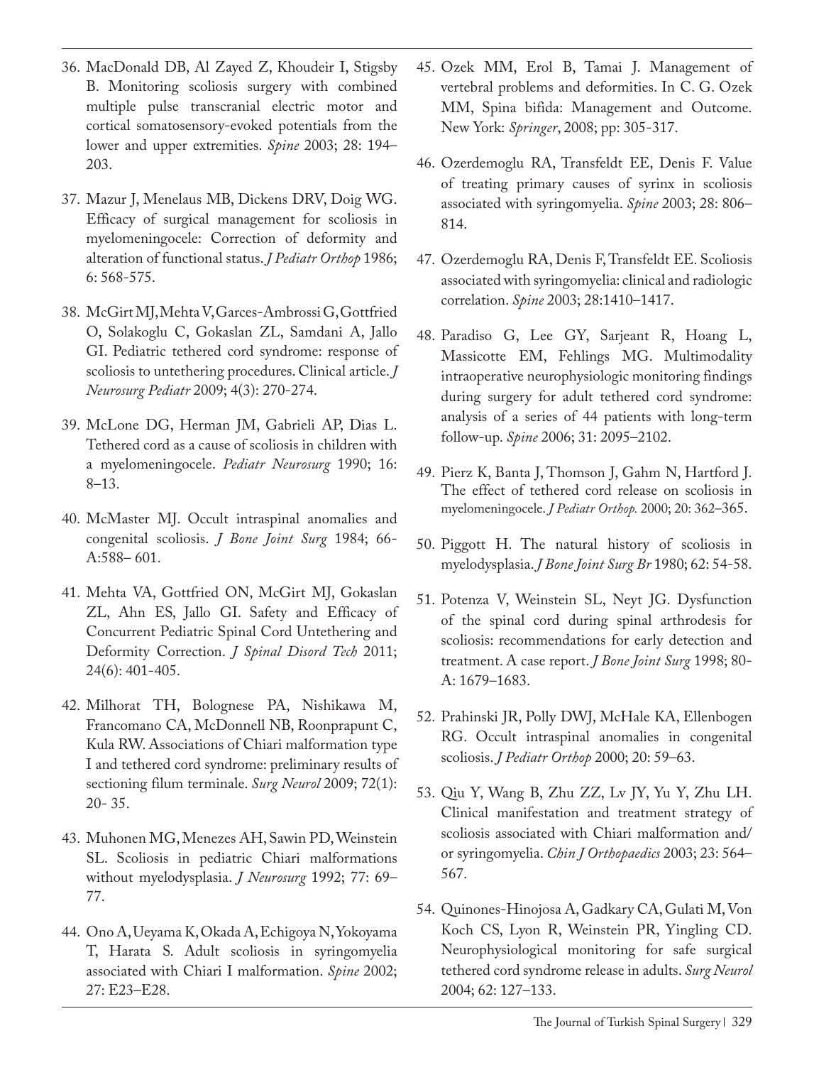36. MacDonald DB, Al Zayed Z, Khoudeir I, Stigsby B. Monitoring scoliosis surgery with combined multiple pulse transcranial electric motor and cortical somatosensory-evoked potentials from the lower and upper extremities. *Spine* 2003; 28: 194–203.

37. Mazur J, Menelaus MB, Dickens DRV, Doig WG. Efficacy of surgical management for scoliosis in myelomeningocele: Correction of deformity and alteration of functional status. *J Pediatr Orthop* 1986; 6: 568-575.

38. McGirt MJ, Mehta V, Garces-Ambrossi G, Gottfried O, Solakoglu C, Gokaslan ZL, Samdani A, Jallo GI. Pediatric tethered cord syndrome: response of scoliosis to untethering procedures. Clinical article. *J Neurosurg Pediatr* 2009; 4(3): 270-274.

39. McLone DG, Herman JM, Gabrieli AP, Dias L. Tethered cord as a cause of scoliosis in children with a myelomeningocele. *Pediatr Neurosurg* 1990; 16: 8–13.

40. McMaster MJ. Occult intraspinal anomalies and congenital scoliosis. *J Bone Joint Surg* 1984; 66-A:588– 601.

41. Mehta VA, Gottfried ON, McGirt MJ, Gokaslan ZL, Ahn ES, Jallo GI. Safety and Efficacy of Concurrent Pediatric Spinal Cord Untethering and Deformity Correction. *J Spinal Disord Tech* 2011; 24(6): 401-405.

42. Milhorat TH, Bolognese PA, Nishikawa M, Francomano CA, McDonnell NB, Roonprapunt C, Kula RW. Associations of Chiari malformation type I and tethered cord syndrome: preliminary results of sectioning filum terminale. *Surg Neurol* 2009; 72(1): 20- 35.

43. Muhonen MG, Menezes AH, Sawin PD, Weinstein SL. Scoliosis in pediatric Chiari malformations without myelodysplasia. *J Neurosurg* 1992; 77: 69–77.

44. Ono A, Ueyama K, Okada A, Echigoya N, Yokoyama T, Harata S. Adult scoliosis in syringomyelia associated with Chiari I malformation. *Spine* 2002; 27: E23–E28.

45. Ozek MM, Erol B, Tamai J. Management of vertebral problems and deformities. In C. G. Ozek MM, Spina bifida: Management and Outcome. New York: *Springer*, 2008; pp: 305-317.

46. Ozerdemoglu RA, Transfeldt EE, Denis F. Value of treating primary causes of syrinx in scoliosis associated with syringomyelia. *Spine* 2003; 28: 806–814.

47. Ozerdemoglu RA, Denis F, Transfeldt EE. Scoliosis associated with syringomyelia: clinical and radiologic correlation. *Spine* 2003; 28:1410–1417.

48. Paradiso G, Lee GY, Sarjeant R, Hoang L, Massicotte EM, Fehlings MG. Multimodality intraoperative neurophysiologic monitoring findings during surgery for adult tethered cord syndrome: analysis of a series of 44 patients with long-term follow-up. *Spine* 2006; 31: 2095–2102.

49. Pierz K, Banta J, Thomson J, Gahm N, Hartford J. The effect of tethered cord release on scoliosis in myelomeningocele. *J Pediatr Orthop.* 2000; 20: 362–365.

50. Piggott H. The natural history of scoliosis in myelodysplasia. *J Bone Joint Surg Br* 1980; 62: 54-58.

51. Potenza V, Weinstein SL, Neyt JG. Dysfunction of the spinal cord during spinal arthrodesis for scoliosis: recommendations for early detection and treatment. A case report. *J Bone Joint Surg* 1998; 80-A: 1679–1683.

52. Prahinski JR, Polly DWJ, McHale KA, Ellenbogen RG. Occult intraspinal anomalies in congenital scoliosis. *J Pediatr Orthop* 2000; 20: 59–63.

53. Qiu Y, Wang B, Zhu ZZ, Lv JY, Yu Y, Zhu LH. Clinical manifestation and treatment strategy of scoliosis associated with Chiari malformation and/ or syringomyelia. *Chin J Orthopaedics* 2003; 23: 564–567.

54. Quinones-Hinojosa A, Gadkary CA, Gulati M, Von Koch CS, Lyon R, Weinstein PR, Yingling CD. Neurophysiological monitoring for safe surgical tethered cord syndrome release in adults. *Surg Neurol* 2004; 62: 127–133.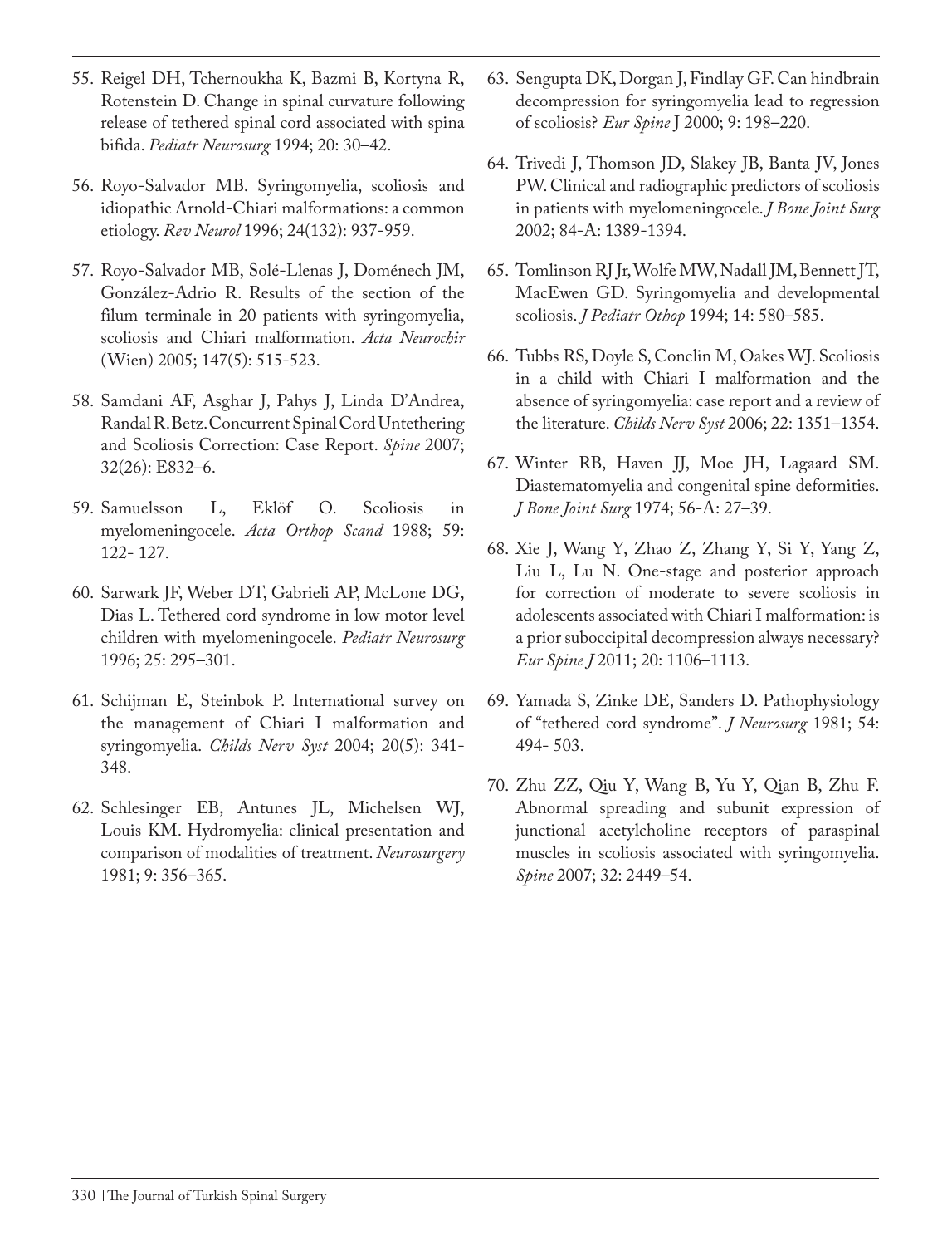55. Reigel DH, Tchernoukha K, Bazmi B, Kortyna R, Rotenstein D. Change in spinal curvature following release of tethered spinal cord associated with spina bifida. *Pediatr Neurosurg* 1994; 20: 30–42.

56. Royo-Salvador MB. Syringomyelia, scoliosis and idiopathic Arnold-Chiari malformations: a common etiology. *Rev Neurol* 1996; 24(132): 937-959.

57. Royo-Salvador MB, Solé-Llenas J, Doménech JM, González-Adrio R. Results of the section of the filum terminale in 20 patients with syringomyelia, scoliosis and Chiari malformation. *Acta Neurochir* (Wien) 2005; 147(5): 515-523.

58. Samdani AF, Asghar J, Pahys J, Linda D'Andrea, Randal R. Betz. Concurrent Spinal Cord Untethering and Scoliosis Correction: Case Report. *Spine* 2007; 32(26): E832–6.

59. Samuelsson L, Eklöf O. Scoliosis in myelomeningocele. *Acta Orthop Scand* 1988; 59: 122- 127.

60. Sarwark JF, Weber DT, Gabrieli AP, McLone DG, Dias L. Tethered cord syndrome in low motor level children with myelomeningocele. *Pediatr Neurosurg* 1996; 25: 295–301.

61. Schijman E, Steinbok P. International survey on the management of Chiari I malformation and syringomyelia. *Childs Nerv Syst* 2004; 20(5): 341-348.

62. Schlesinger EB, Antunes JL, Michelsen WJ, Louis KM. Hydromyelia: clinical presentation and comparison of modalities of treatment. *Neurosurgery* 1981; 9: 356–365.

63. Sengupta DK, Dorgan J, Findlay GF. Can hindbrain decompression for syringomyelia lead to regression of scoliosis? *Eur Spine* J 2000; 9: 198–220.

64. Trivedi J, Thomson JD, Slakey JB, Banta JV, Jones PW. Clinical and radiographic predictors of scoliosis in patients with myelomeningocele. *J Bone Joint Surg* 2002; 84-A: 1389-1394.

65. Tomlinson RJ Jr, Wolfe MW, Nadall JM, Bennett JT, MacEwen GD. Syringomyelia and developmental scoliosis. *J Pediatr Othop* 1994; 14: 580–585.

66. Tubbs RS, Doyle S, Conclin M, Oakes WJ. Scoliosis in a child with Chiari I malformation and the absence of syringomyelia: case report and a review of the literature. *Childs Nerv Syst* 2006; 22: 1351–1354.

67. Winter RB, Haven JJ, Moe JH, Lagaard SM. Diastematomyelia and congenital spine deformities. *J Bone Joint Surg* 1974; 56-A: 27–39.

68. Xie J, Wang Y, Zhao Z, Zhang Y, Si Y, Yang Z, Liu L, Lu N. One-stage and posterior approach for correction of moderate to severe scoliosis in adolescents associated with Chiari I malformation: is a prior suboccipital decompression always necessary? *Eur Spine J* 2011; 20: 1106–1113.

69. Yamada S, Zinke DE, Sanders D. Pathophysiology of "tethered cord syndrome". *J Neurosurg* 1981; 54: 494- 503.

70. Zhu ZZ, Qiu Y, Wang B, Yu Y, Qian B, Zhu F. Abnormal spreading and subunit expression of junctional acetylcholine receptors of paraspinal muscles in scoliosis associated with syringomyelia. *Spine* 2007; 32: 2449–54.